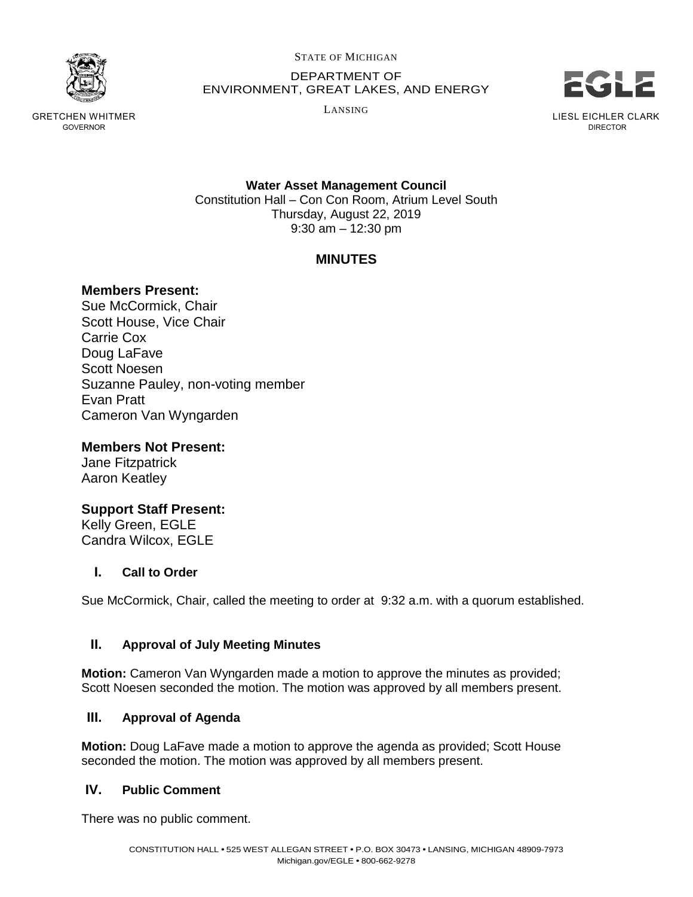STATE OF MICHIGAN

DEPARTMENT OF
ENVIRONMENT, GREAT LAKES, AND ENERGY

LANSING

GRETCHEN WHITMER
GOVERNOR

LIESL EICHLER CLARK
DIRECTOR

**Water Asset Management Council**
Constitution Hall – Con Con Room, Atrium Level South
Thursday, August 22, 2019
9:30 am – 12:30 pm

## MINUTES

### Members Present:

Sue McCormick, Chair
Scott House, Vice Chair
Carrie Cox
Doug LaFave
Scott Noesen
Suzanne Pauley, non-voting member
Evan Pratt
Cameron Van Wyngarden

### Members Not Present:

Jane Fitzpatrick
Aaron Keatley

### Support Staff Present:

Kelly Green, EGLE
Candra Wilcox, EGLE

### I. Call to Order

Sue McCormick, Chair, called the meeting to order at 9:32 a.m. with a quorum established.

### II. Approval of July Meeting Minutes

**Motion:** Cameron Van Wyngarden made a motion to approve the minutes as provided; Scott Noesen seconded the motion. The motion was approved by all members present.

### III. Approval of Agenda

**Motion:** Doug LaFave made a motion to approve the agenda as provided; Scott House seconded the motion. The motion was approved by all members present.

### IV. Public Comment

There was no public comment.

CONSTITUTION HALL • 525 WEST ALLEGAN STREET • P.O. BOX 30473 • LANSING, MICHIGAN 48909-7973
Michigan.gov/EGLE • 800-662-9278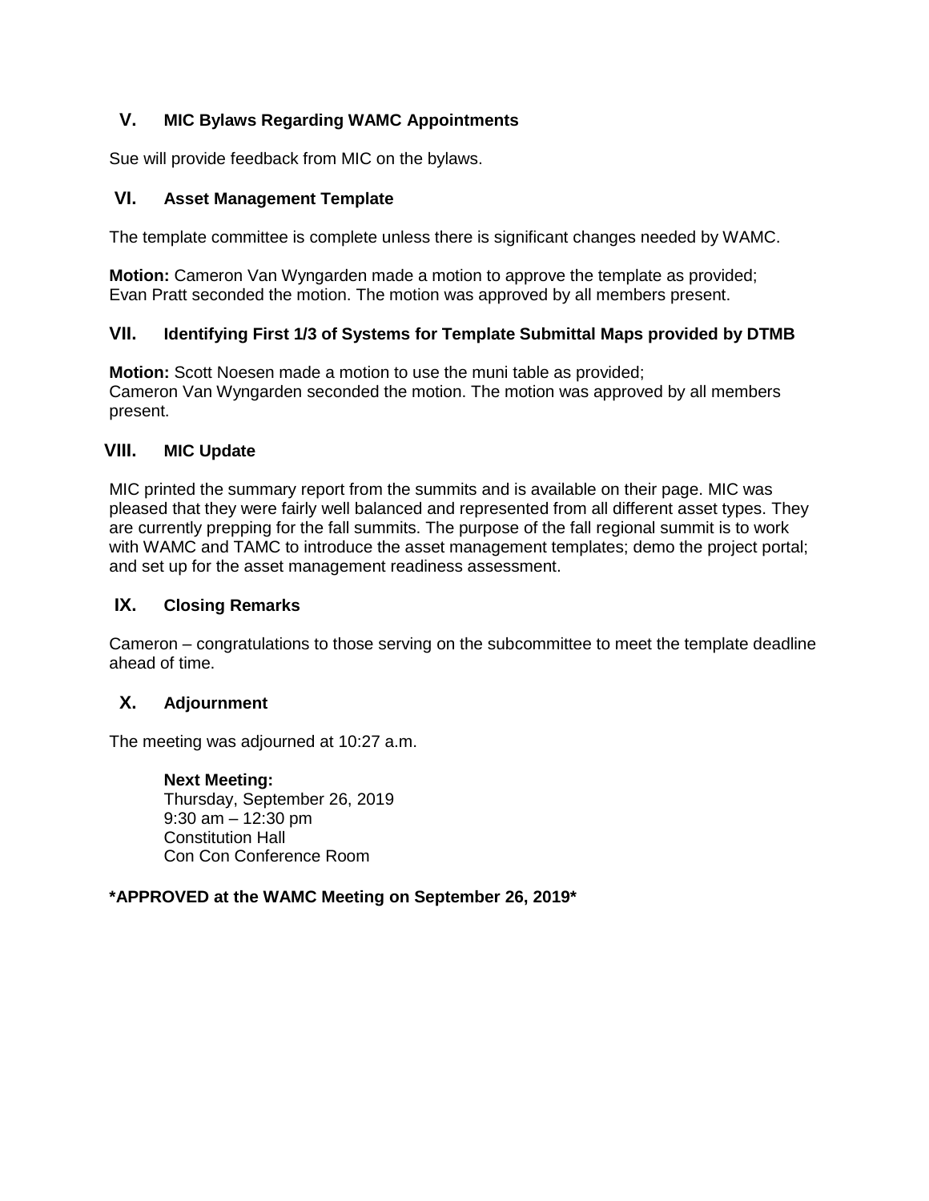## V. MIC Bylaws Regarding WAMC Appointments

Sue will provide feedback from MIC on the bylaws.

## VI. Asset Management Template

The template committee is complete unless there is significant changes needed by WAMC.

**Motion:** Cameron Van Wyngarden made a motion to approve the template as provided; Evan Pratt seconded the motion. The motion was approved by all members present.

## VII. Identifying First 1/3 of Systems for Template Submittal Maps provided by DTMB

**Motion:** Scott Noesen made a motion to use the muni table as provided; Cameron Van Wyngarden seconded the motion. The motion was approved by all members present.

## VIII. MIC Update

MIC printed the summary report from the summits and is available on their page. MIC was pleased that they were fairly well balanced and represented from all different asset types. They are currently prepping for the fall summits. The purpose of the fall regional summit is to work with WAMC and TAMC to introduce the asset management templates; demo the project portal; and set up for the asset management readiness assessment.

## IX. Closing Remarks

Cameron – congratulations to those serving on the subcommittee to meet the template deadline ahead of time.

## X. Adjournment

The meeting was adjourned at 10:27 a.m.

**Next Meeting:**
Thursday, September 26, 2019
9:30 am – 12:30 pm
Constitution Hall
Con Con Conference Room

**\*APPROVED at the WAMC Meeting on September 26, 2019\***